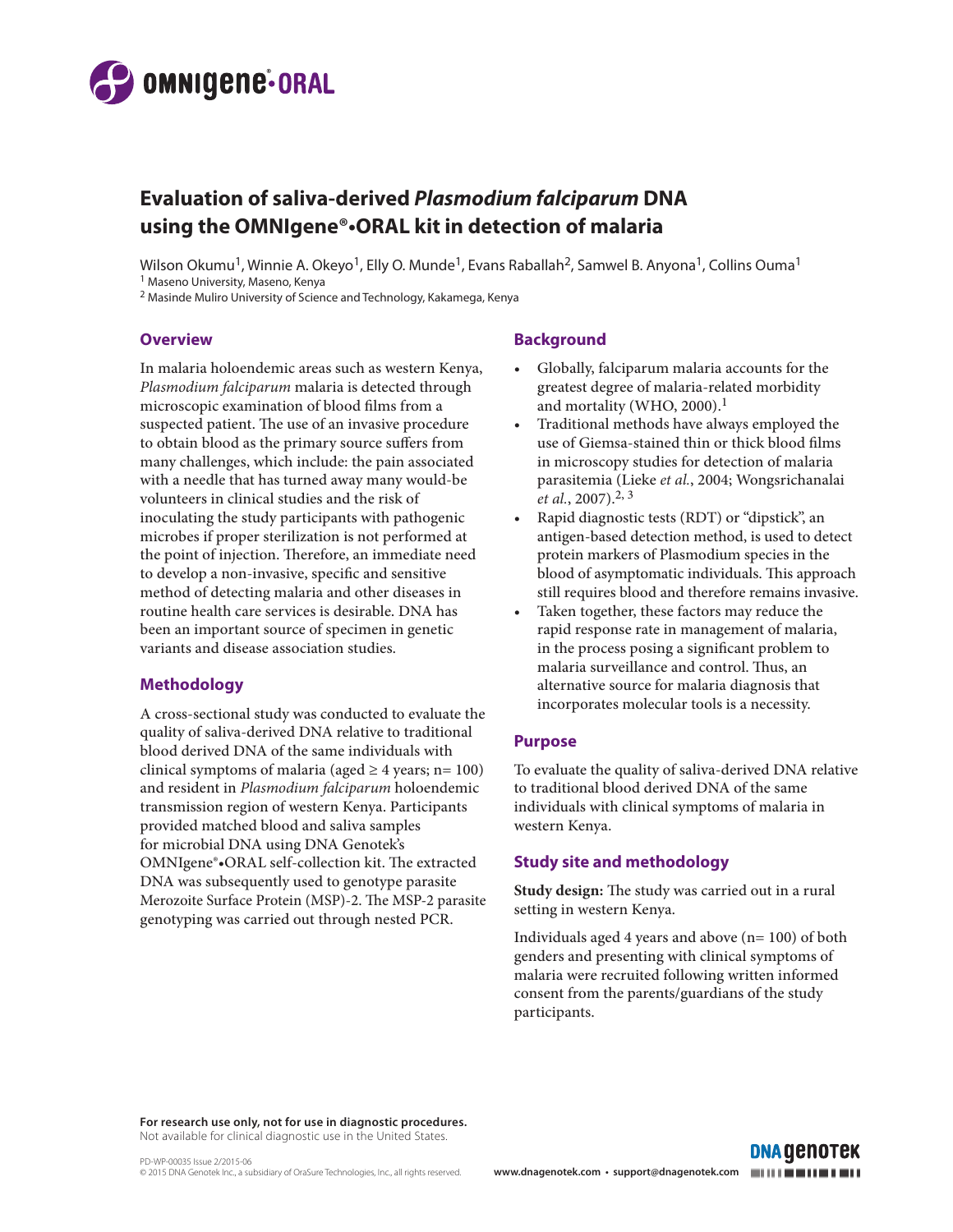# Evaluation of saliva-derived *Plasmodium falciparum* DNA using the OMNIgene®•ORAL kit in detection of malaria

Wilson Okumu[1], Winnie A. Okeyo[1], Elly O. Munde[1], Evans Raballah[2], Samwel B. Anyona[1], Collins Ouma[1]

[1] Maseno University, Maseno, Kenya

[2] Masinde Muliro University of Science and Technology, Kakamega, Kenya

## Overview

In malaria holoendemic areas such as western Kenya, *Plasmodium falciparum* malaria is detected through microscopic examination of blood films from a suspected patient. The use of an invasive procedure to obtain blood as the primary source suffers from many challenges, which include: the pain associated with a needle that has turned away many would-be volunteers in clinical studies and the risk of inoculating the study participants with pathogenic microbes if proper sterilization is not performed at the point of injection. Therefore, an immediate need to develop a non-invasive, specific and sensitive method of detecting malaria and other diseases in routine health care services is desirable. DNA has been an important source of specimen in genetic variants and disease association studies.

## Methodology

A cross-sectional study was conducted to evaluate the quality of saliva-derived DNA relative to traditional blood derived DNA of the same individuals with clinical symptoms of malaria (aged ≥ 4 years; n= 100) and resident in *Plasmodium falciparum* holoendemic transmission region of western Kenya. Participants provided matched blood and saliva samples for microbial DNA using DNA Genotek's OMNIgene®•ORAL self-collection kit. The extracted DNA was subsequently used to genotype parasite Merozoite Surface Protein (MSP)-2. The MSP-2 parasite genotyping was carried out through nested PCR.

## Background

- Globally, falciparum malaria accounts for the greatest degree of malaria-related morbidity and mortality (WHO, 2000).[1]
- Traditional methods have always employed the use of Giemsa-stained thin or thick blood films in microscopy studies for detection of malaria parasitemia (Lieke *et al.*, 2004; Wongsrichanalai *et al.*, 2007).[2, 3]
- Rapid diagnostic tests (RDT) or "dipstick", an antigen-based detection method, is used to detect protein markers of Plasmodium species in the blood of asymptomatic individuals. This approach still requires blood and therefore remains invasive.
- Taken together, these factors may reduce the rapid response rate in management of malaria, in the process posing a significant problem to malaria surveillance and control. Thus, an alternative source for malaria diagnosis that incorporates molecular tools is a necessity.

## Purpose

To evaluate the quality of saliva-derived DNA relative to traditional blood derived DNA of the same individuals with clinical symptoms of malaria in western Kenya.

## Study site and methodology

**Study design:** The study was carried out in a rural setting in western Kenya.

Individuals aged 4 years and above (n= 100) of both genders and presenting with clinical symptoms of malaria were recruited following written informed consent from the parents/guardians of the study participants.

**For research use only, not for use in diagnostic procedures.**
Not available for clinical diagnostic use in the United States.

PD-WP-00035 Issue 2/2015-06
© 2015 DNA Genotek Inc., a subsidiary of OraSure Technologies, Inc., all rights reserved.

www.dnagenotek.com • support@dnagenotek.com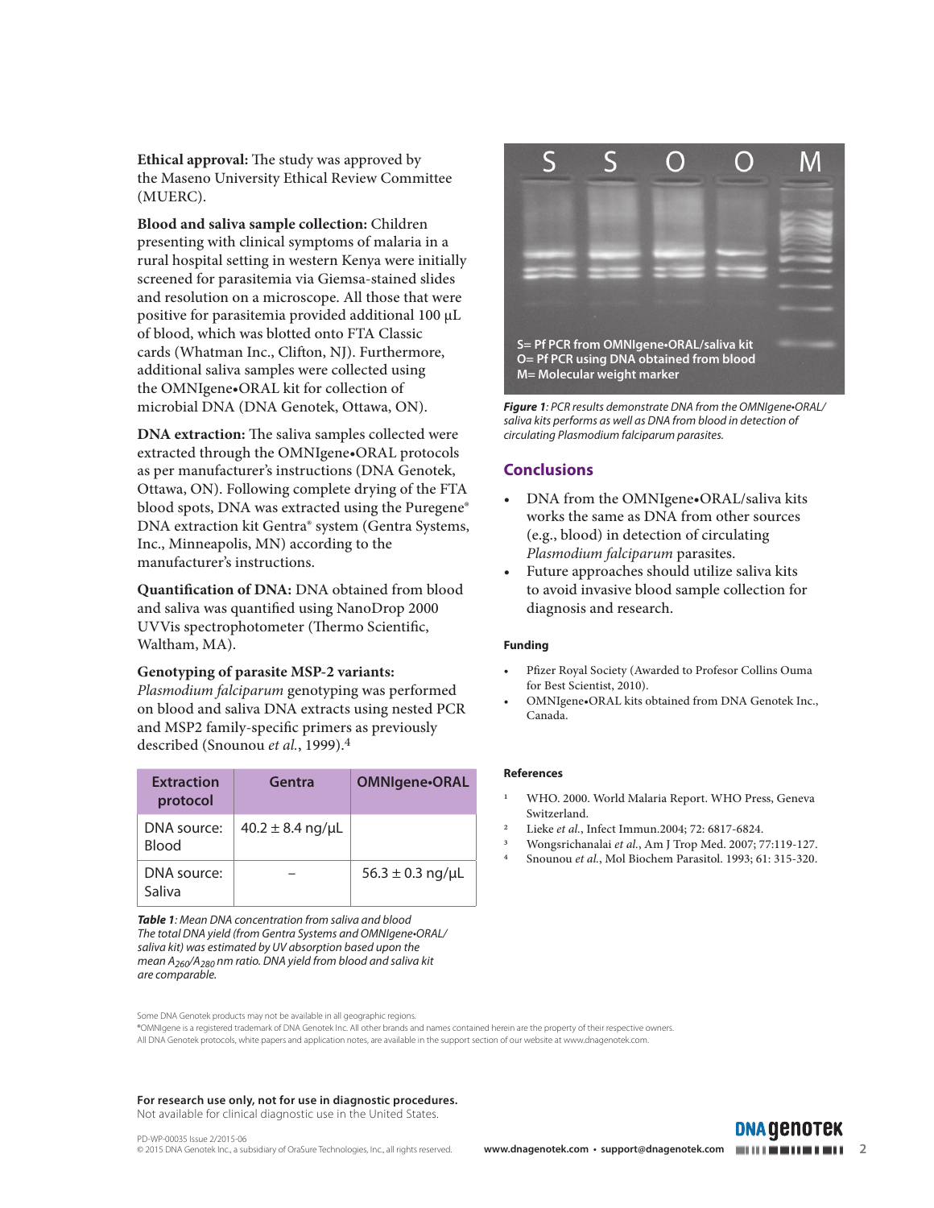**Ethical approval:** The study was approved by the Maseno University Ethical Review Committee (MUERC).

**Blood and saliva sample collection:** Children presenting with clinical symptoms of malaria in a rural hospital setting in western Kenya were initially screened for parasitemia via Giemsa-stained slides and resolution on a microscope. All those that were positive for parasitemia provided additional 100 µL of blood, which was blotted onto FTA Classic cards (Whatman Inc., Clifton, NJ). Furthermore, additional saliva samples were collected using the OMNIgene•ORAL kit for collection of microbial DNA (DNA Genotek, Ottawa, ON).

**DNA extraction:** The saliva samples collected were extracted through the OMNIgene•ORAL protocols as per manufacturer's instructions (DNA Genotek, Ottawa, ON). Following complete drying of the FTA blood spots, DNA was extracted using the Puregene® DNA extraction kit Gentra® system (Gentra Systems, Inc., Minneapolis, MN) according to the manufacturer's instructions.

**Quantification of DNA:** DNA obtained from blood and saliva was quantified using NanoDrop 2000 UVVis spectrophotometer (Thermo Scientific, Waltham, MA).

**Genotyping of parasite MSP-2 variants:** *Plasmodium falciparum* genotyping was performed on blood and saliva DNA extracts using nested PCR and MSP2 family-specific primers as previously described (Snounou *et al.*, 1999).[4]

| Extraction protocol | Gentra | OMNIgene•ORAL |
|---|---|---|
| DNA source: Blood | 40.2 ± 8.4 ng/µL | |
| DNA source: Saliva | – | 56.3 ± 0.3 ng/µL |

***Table 1**: Mean DNA concentration from saliva and blood The total DNA yield (from Gentra Systems and OMNIgene•ORAL/ saliva kit) was estimated by UV absorption based upon the mean $A_{260}/A_{280}$ nm ratio. DNA yield from blood and saliva kit are comparable.*

S S O O M

S= Pf PCR from OMNIgene•ORAL/saliva kit
O= Pf PCR using DNA obtained from blood
M= Molecular weight marker

***Figure 1**: PCR results demonstrate DNA from the OMNIgene•ORAL/ saliva kits performs as well as DNA from blood in detection of circulating Plasmodium falciparum parasites.*

## Conclusions

- DNA from the OMNIgene•ORAL/saliva kits works the same as DNA from other sources (e.g., blood) in detection of circulating *Plasmodium falciparum* parasites.
- Future approaches should utilize saliva kits to avoid invasive blood sample collection for diagnosis and research.

#### Funding

- Pfizer Royal Society (Awarded to Profesor Collins Ouma for Best Scientist, 2010).
- OMNIgene•ORAL kits obtained from DNA Genotek Inc., Canada.

#### References

1. WHO. 2000. World Malaria Report. WHO Press, Geneva Switzerland.
2. Lieke *et al.*, Infect Immun.2004; 72: 6817-6824.
3. Wongsrichanalai *et al.*, Am J Trop Med. 2007; 77:119-127.
4. Snounou *et al.*, Mol Biochem Parasitol. 1993; 61: 315-320.

Some DNA Genotek products may not be available in all geographic regions.
®OMNIgene is a registered trademark of DNA Genotek Inc. All other brands and names contained herein are the property of their respective owners.
All DNA Genotek protocols, white papers and application notes, are available in the support section of our website at www.dnagenotek.com.

**For research use only, not for use in diagnostic procedures.**
Not available for clinical diagnostic use in the United States.

PD-WP-00035 Issue 2/2015-06
© 2015 DNA Genotek Inc., a subsidiary of OraSure Technologies, Inc., all rights reserved.

**www.dnagenotek.com • support@dnagenotek.com**